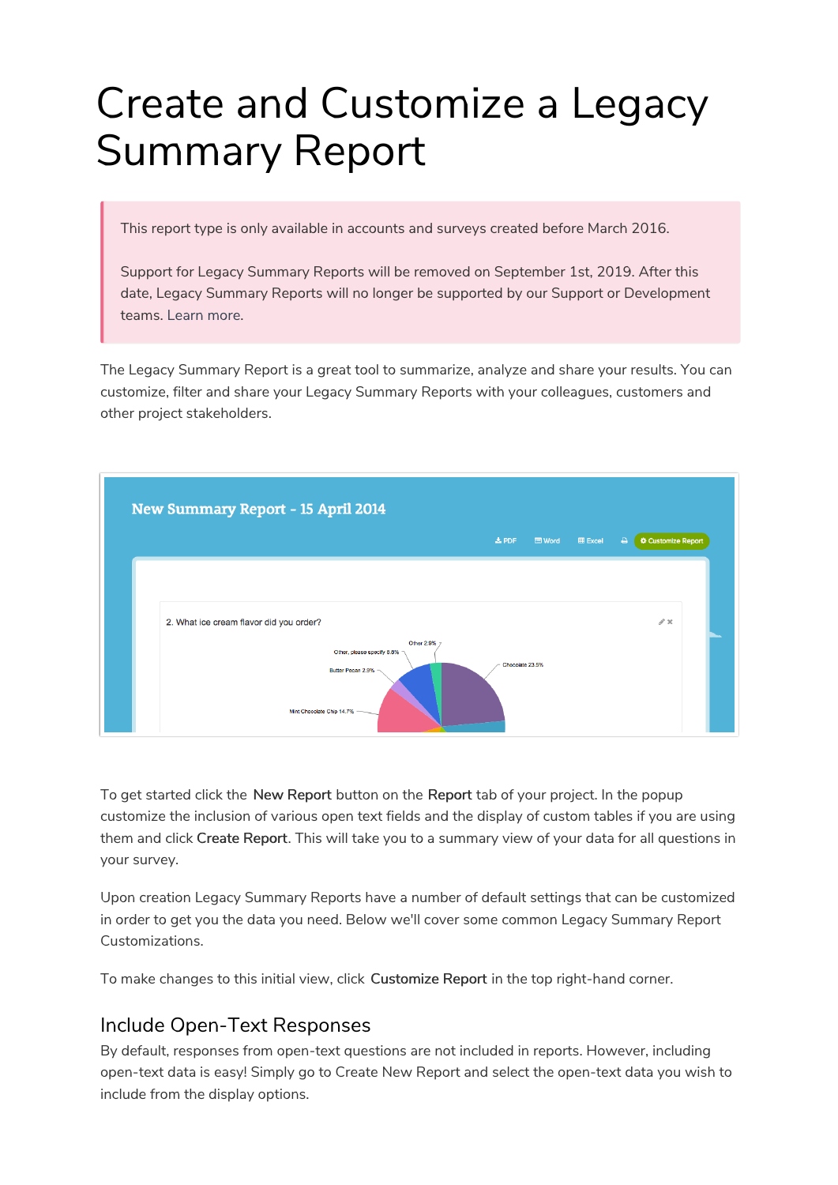# Create and Customize a Legacy Summary Report

> This report type is only available in accounts and surveys created before March 2016.
>
> Support for Legacy Summary Reports will be removed on September 1st, 2019. After this date, Legacy Summary Reports will no longer be supported by our Support or Development teams. Learn more.

The Legacy Summary Report is a great tool to summarize, analyze and share your results. You can customize, filter and share your Legacy Summary Reports with your colleagues, customers and other project stakeholders.

To get started click the **New Report** button on the **Report** tab of your project. In the popup customize the inclusion of various open text fields and the display of custom tables if you are using them and click **Create Report**. This will take you to a summary view of your data for all questions in your survey.

Upon creation Legacy Summary Reports have a number of default settings that can be customized in order to get you the data you need. Below we'll cover some common Legacy Summary Report Customizations.

To make changes to this initial view, click **Customize Report** in the top right-hand corner.

## Include Open-Text Responses

By default, responses from open-text questions are not included in reports. However, including open-text data is easy! Simply go to Create New Report and select the open-text data you wish to include from the display options.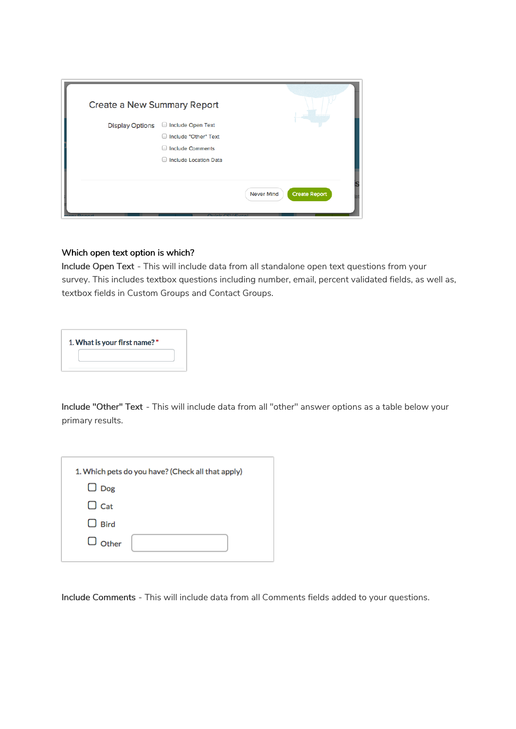**Which open text option is which?**

Include Open Text - This will include data from all standalone open text questions from your survey. This includes textbox questions including number, email, percent validated fields, as well as, textbox fields in Custom Groups and Contact Groups.

Include "Other" Text - This will include data from all "other" answer options as a table below your primary results.

Include Comments - This will include data from all Comments fields added to your questions.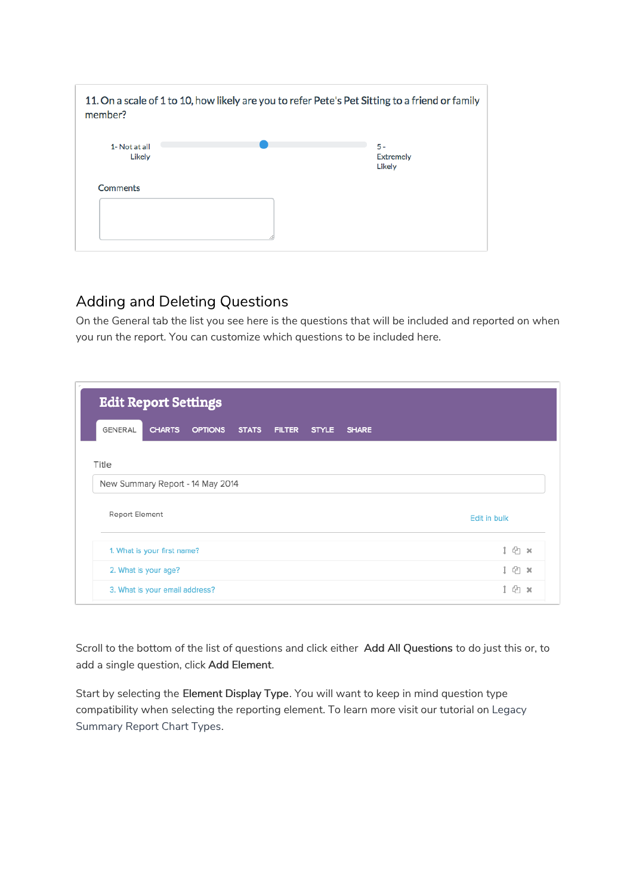11. On a scale of 1 to 10, how likely are you to refer Pete's Pet Sitting to a friend or family member?

1- Not at all Likely

5 - Extremely Likely

Comments

## Adding and Deleting Questions

On the General tab the list you see here is the questions that will be included and reported on when you run the report. You can customize which questions to be included here.

**Edit Report Settings**

GENERAL | CHARTS | OPTIONS | STATS | FILTER | STYLE | SHARE

Title

New Summary Report - 14 May 2014

Report Element

Edit in bulk

1. What is your first name?
2. What is your age?
3. What is your email address?

Scroll to the bottom of the list of questions and click either **Add All Questions** to do just this or, to add a single question, click **Add Element**.

Start by selecting the **Element Display Type**. You will want to keep in mind question type compatibility when selecting the reporting element. To learn more visit our tutorial on Legacy Summary Report Chart Types.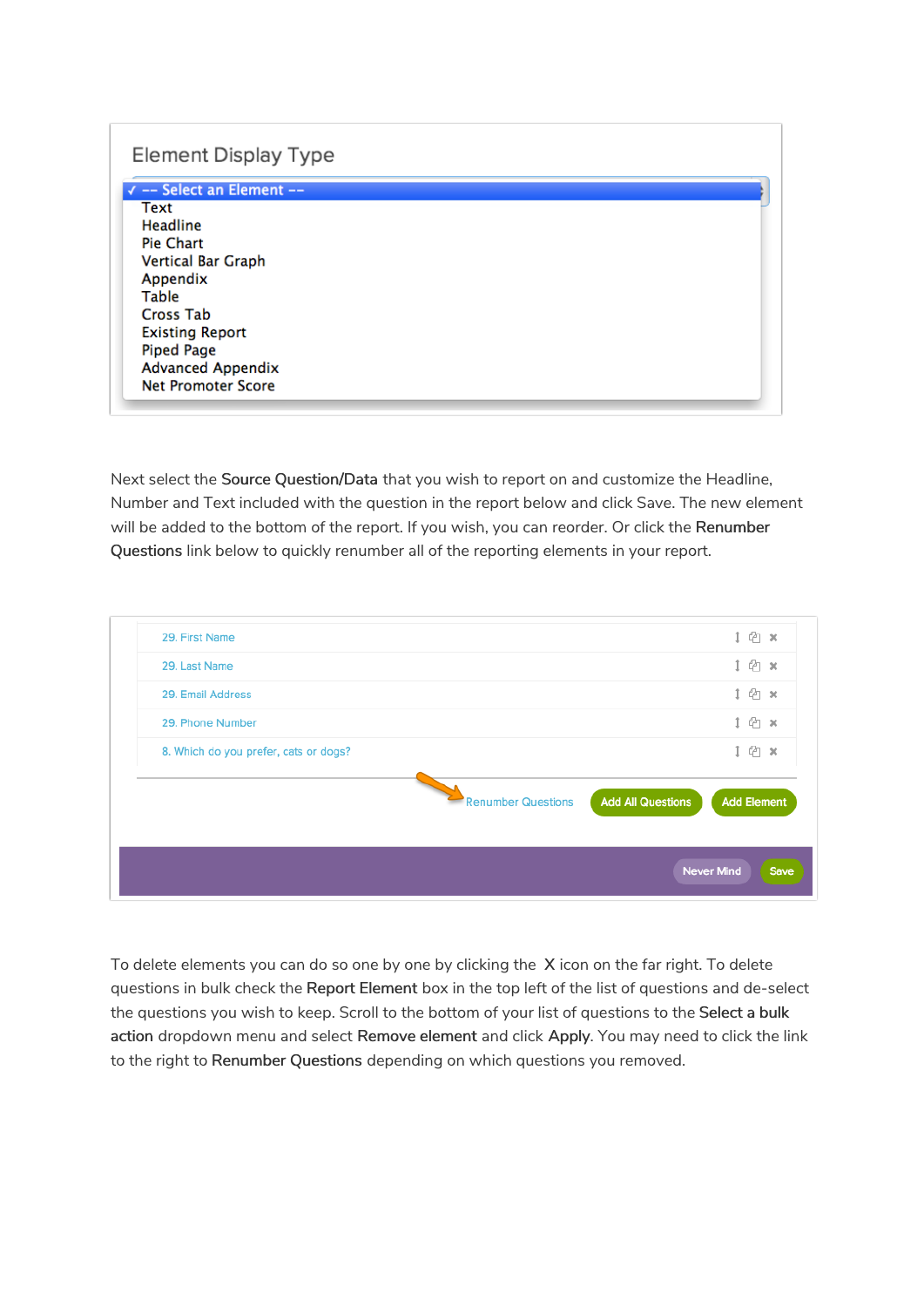Element Display Type

- ✓ -- Select an Element --
- Text
- Headline
- Pie Chart
- Vertical Bar Graph
- Appendix
- Table
- Cross Tab
- Existing Report
- Piped Page
- Advanced Appendix
- Net Promoter Score

Next select the **Source Question/Data** that you wish to report on and customize the Headline, Number and Text included with the question in the report below and click Save. The new element will be added to the bottom of the report. If you wish, you can reorder. Or click the **Renumber Questions** link below to quickly renumber all of the reporting elements in your report.

29. First Name
29. Last Name
29. Email Address
29. Phone Number
8. Which do you prefer, cats or dogs?

Renumber Questions | Add All Questions | Add Element

Never Mind | Save

To delete elements you can do so one by one by clicking the X icon on the far right. To delete questions in bulk check the **Report Element** box in the top left of the list of questions and de-select the questions you wish to keep. Scroll to the bottom of your list of questions to the **Select a bulk action** dropdown menu and select **Remove element** and click **Apply**. You may need to click the link to the right to **Renumber Questions** depending on which questions you removed.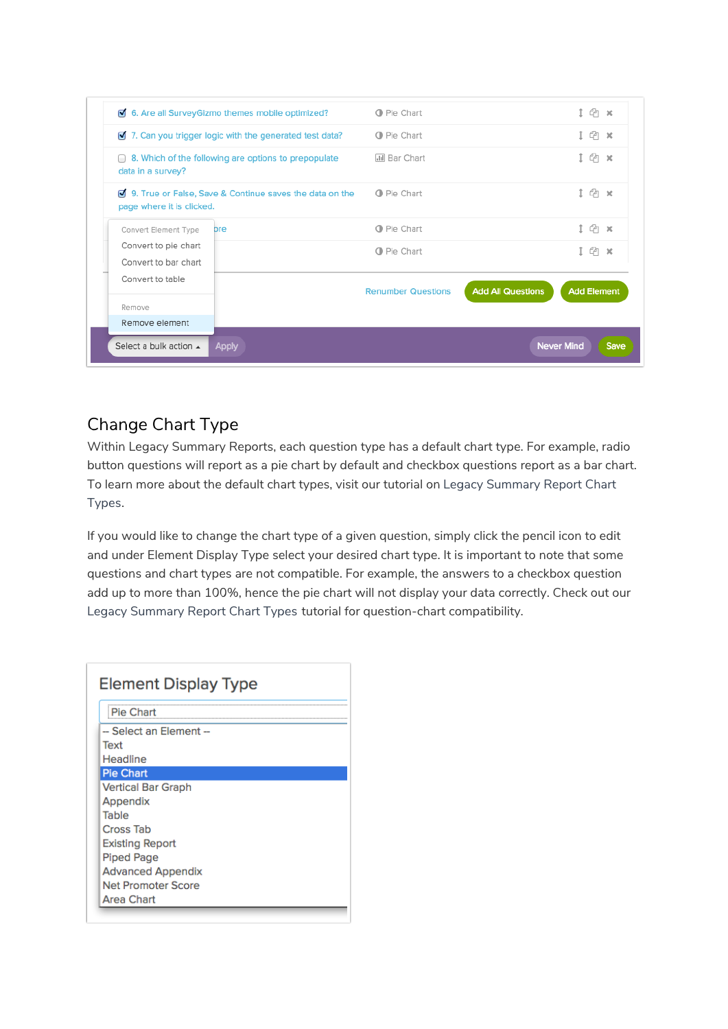## Change Chart Type

Within Legacy Summary Reports, each question type has a default chart type. For example, radio button questions will report as a pie chart by default and checkbox questions report as a bar chart. To learn more about the default chart types, visit our tutorial on Legacy Summary Report Chart Types.

If you would like to change the chart type of a given question, simply click the pencil icon to edit and under Element Display Type select your desired chart type. It is important to note that some questions and chart types are not compatible. For example, the answers to a checkbox question add up to more than 100%, hence the pie chart will not display your data correctly. Check out our Legacy Summary Report Chart Types tutorial for question-chart compatibility.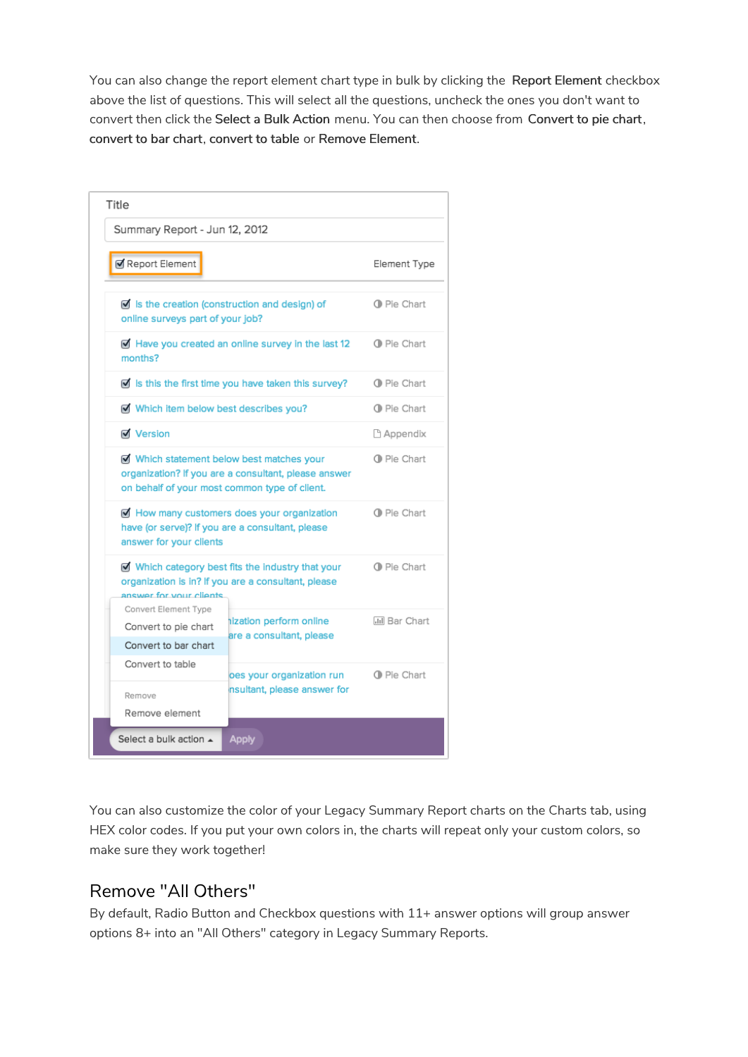You can also change the report element chart type in bulk by clicking the **Report Element** checkbox above the list of questions. This will select all the questions, uncheck the ones you don't want to convert then click the **Select a Bulk Action** menu. You can then choose from **Convert to pie chart**, **convert to bar chart**, **convert to table** or **Remove Element**.

You can also customize the color of your Legacy Summary Report charts on the Charts tab, using HEX color codes. If you put your own colors in, the charts will repeat only your custom colors, so make sure they work together!

## Remove "All Others"

By default, Radio Button and Checkbox questions with 11+ answer options will group answer options 8+ into an "All Others" category in Legacy Summary Reports.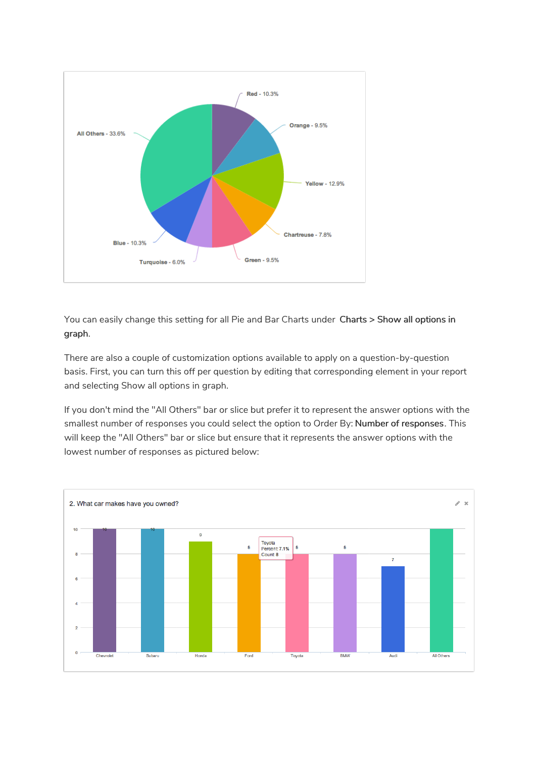You can easily change this setting for all Pie and Bar Charts under **Charts > Show all options in graph**.

There are also a couple of customization options available to apply on a question-by-question basis. First, you can turn this off per question by editing that corresponding element in your report and selecting Show all options in graph.

If you don't mind the "All Others" bar or slice but prefer it to represent the answer options with the smallest number of responses you could select the option to Order By: **Number of responses**. This will keep the "All Others" bar or slice but ensure that it represents the answer options with the lowest number of responses as pictured below: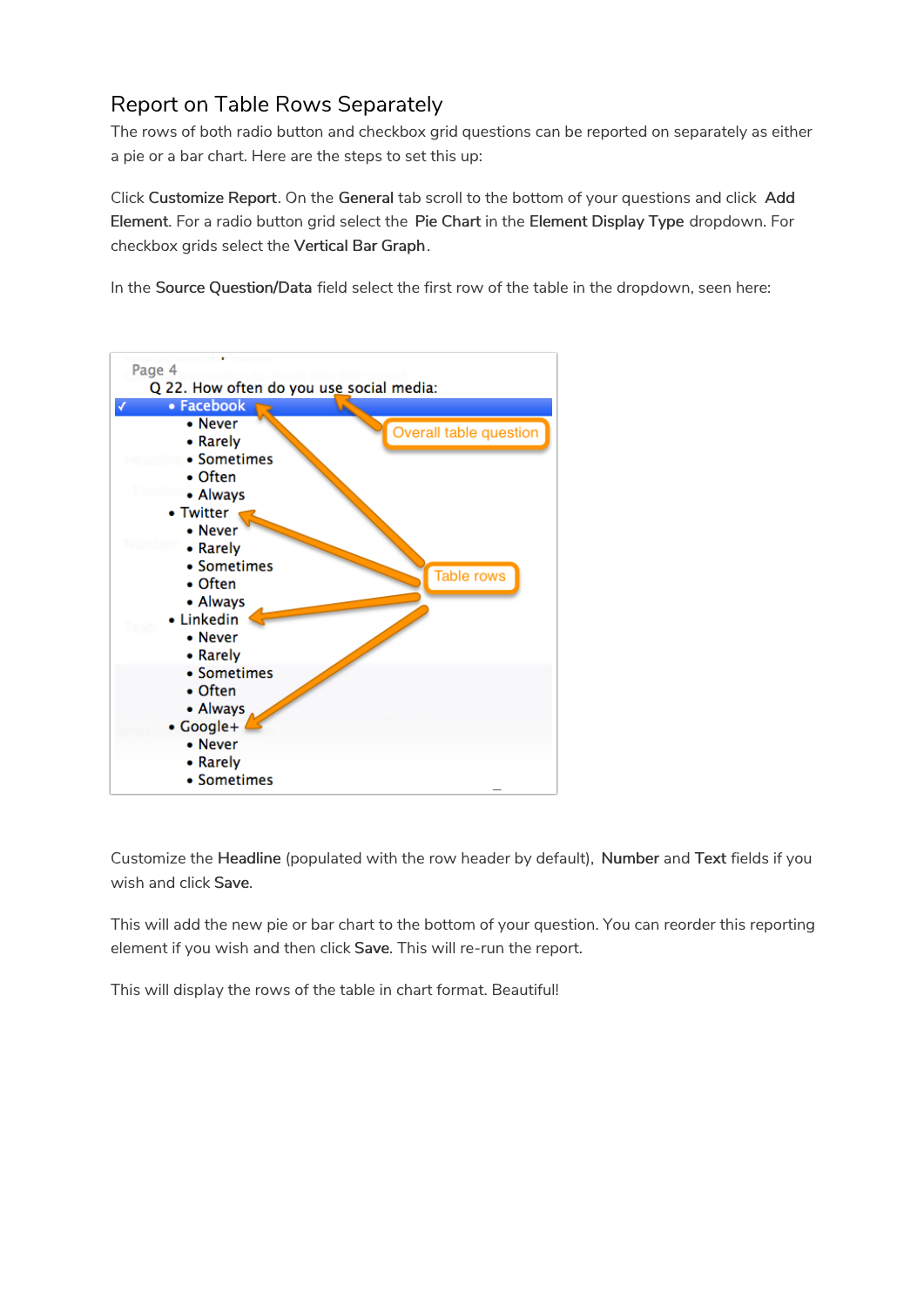## Report on Table Rows Separately

The rows of both radio button and checkbox grid questions can be reported on separately as either a pie or a bar chart. Here are the steps to set this up:

Click **Customize Report**. On the **General** tab scroll to the bottom of your questions and click **Add Element**. For a radio button grid select the **Pie Chart** in the **Element Display Type** dropdown. For checkbox grids select the **Vertical Bar Graph**.

In the **Source Question/Data** field select the first row of the table in the dropdown, seen here:

Customize the **Headline** (populated with the row header by default), **Number** and **Text** fields if you wish and click **Save**.

This will add the new pie or bar chart to the bottom of your question. You can reorder this reporting element if you wish and then click **Save**. This will re-run the report.

This will display the rows of the table in chart format. Beautiful!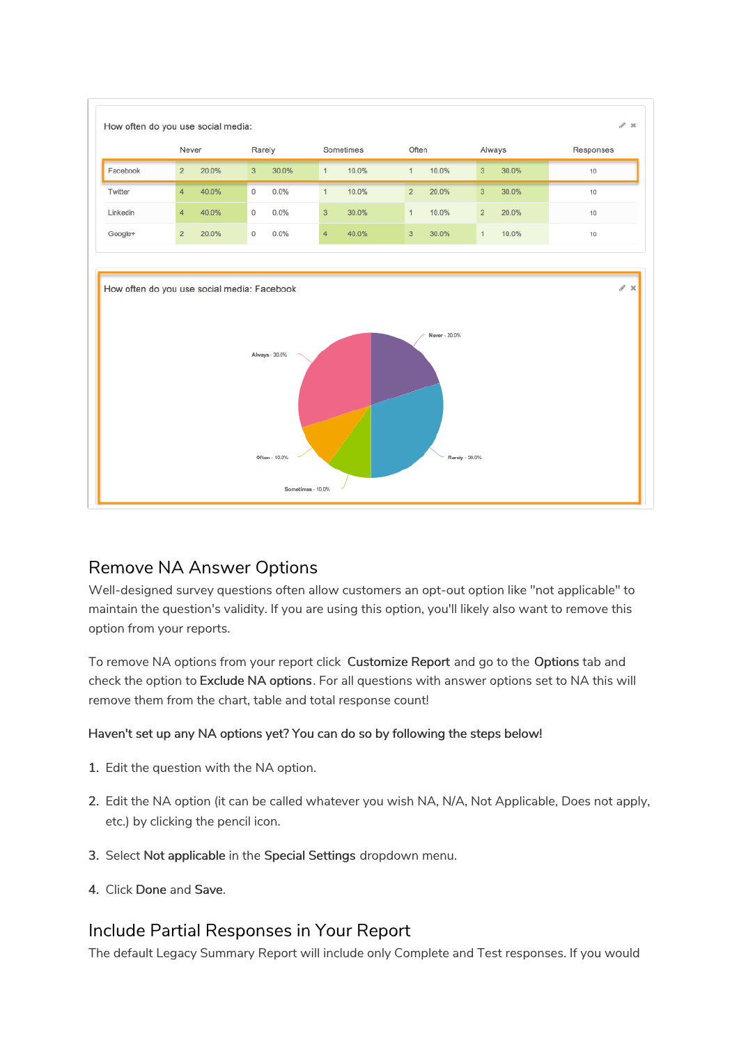How often do you use social media:

| | Never | | Rarely | | Sometimes | | Often | | Always | | Responses |
|---|---|---|---|---|---|---|---|---|---|---|---|
| Facebook | 2 | 20.0% | 3 | 30.0% | 1 | 10.0% | 1 | 10.0% | 3 | 30.0% | 10 |
| Twitter | 4 | 40.0% | 0 | 0.0% | 1 | 10.0% | 2 | 20.0% | 3 | 30.0% | 10 |
| Linkedin | 4 | 40.0% | 0 | 0.0% | 3 | 30.0% | 1 | 10.0% | 2 | 20.0% | 10 |
| Google+ | 2 | 20.0% | 0 | 0.0% | 4 | 40.0% | 3 | 30.0% | 1 | 10.0% | 10 |

How often do you use social media: Facebook

Never - 20.0%, Rarely - 30.0%, Sometimes - 10.0%, Often - 10.0%, Always - 30.0%

## Remove NA Answer Options

Well-designed survey questions often allow customers an opt-out option like "not applicable" to maintain the question's validity. If you are using this option, you'll likely also want to remove this option from your reports.

To remove NA options from your report click **Customize Report** and go to the **Options** tab and check the option to **Exclude NA options**. For all questions with answer options set to NA this will remove them from the chart, table and total response count!

**Haven't set up any NA options yet? You can do so by following the steps below!**

1. Edit the question with the NA option.
2. Edit the NA option (it can be called whatever you wish NA, N/A, Not Applicable, Does not apply, etc.) by clicking the pencil icon.
3. Select **Not applicable** in the **Special Settings** dropdown menu.
4. Click **Done** and **Save**.

## Include Partial Responses in Your Report

The default Legacy Summary Report will include only Complete and Test responses. If you would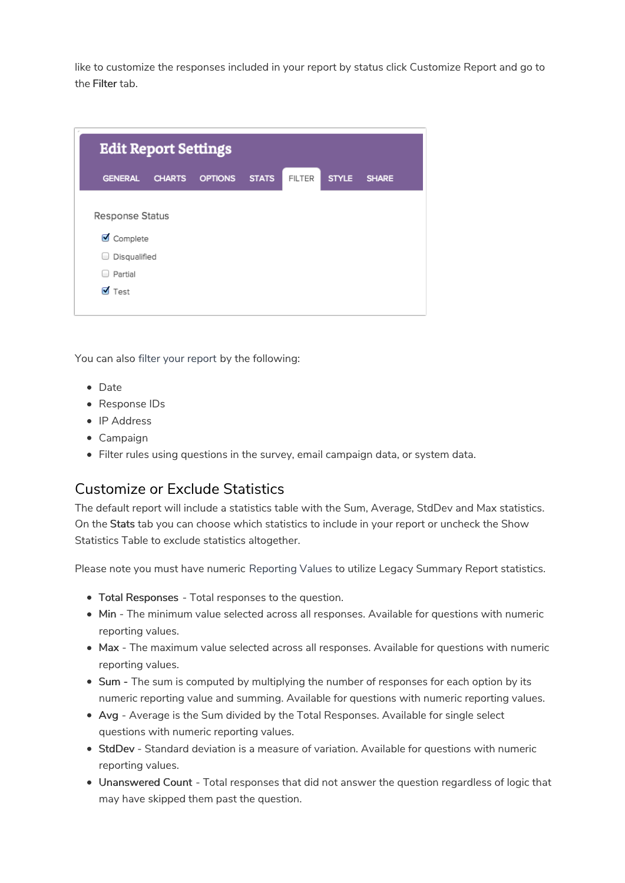like to customize the responses included in your report by status click Customize Report and go to the **Filter** tab.

You can also filter your report by the following:

- Date
- Response IDs
- IP Address
- Campaign
- Filter rules using questions in the survey, email campaign data, or system data.

## Customize or Exclude Statistics

The default report will include a statistics table with the Sum, Average, StdDev and Max statistics. On the **Stats** tab you can choose which statistics to include in your report or uncheck the Show Statistics Table to exclude statistics altogether.

Please note you must have numeric Reporting Values to utilize Legacy Summary Report statistics.

- **Total Responses** - Total responses to the question.
- **Min** - The minimum value selected across all responses. Available for questions with numeric reporting values.
- **Max** - The maximum value selected across all responses. Available for questions with numeric reporting values.
- **Sum** - The sum is computed by multiplying the number of responses for each option by its numeric reporting value and summing. Available for questions with numeric reporting values.
- **Avg** - Average is the Sum divided by the Total Responses. Available for single select questions with numeric reporting values.
- **StdDev** - Standard deviation is a measure of variation. Available for questions with numeric reporting values.
- **Unanswered Count** - Total responses that did not answer the question regardless of logic that may have skipped them past the question.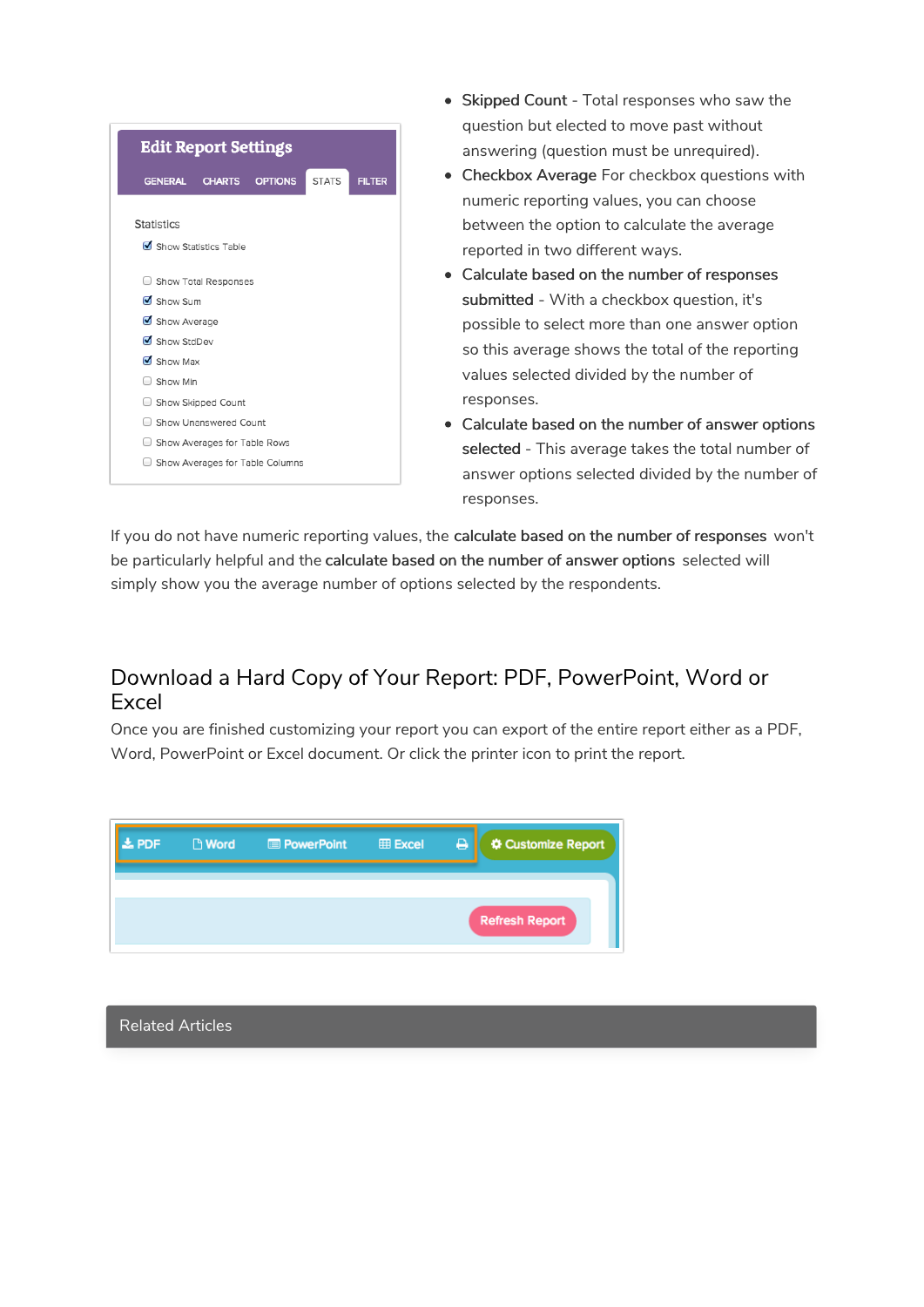- Skipped Count - Total responses who saw the question but elected to move past without answering (question must be unrequired).
- Checkbox Average For checkbox questions with numeric reporting values, you can choose between the option to calculate the average reported in two different ways.
- **Calculate based on the number of responses submitted** - With a checkbox question, it's possible to select more than one answer option so this average shows the total of the reporting values selected divided by the number of responses.
- **Calculate based on the number of answer options selected** - This average takes the total number of answer options selected divided by the number of responses.

If you do not have numeric reporting values, the **calculate based on the number of responses** won't be particularly helpful and the **calculate based on the number of answer options** selected will simply show you the average number of options selected by the respondents.

## Download a Hard Copy of Your Report: PDF, PowerPoint, Word or Excel

Once you are finished customizing your report you can export of the entire report either as a PDF, Word, PowerPoint or Excel document. Or click the printer icon to print the report.

Related Articles